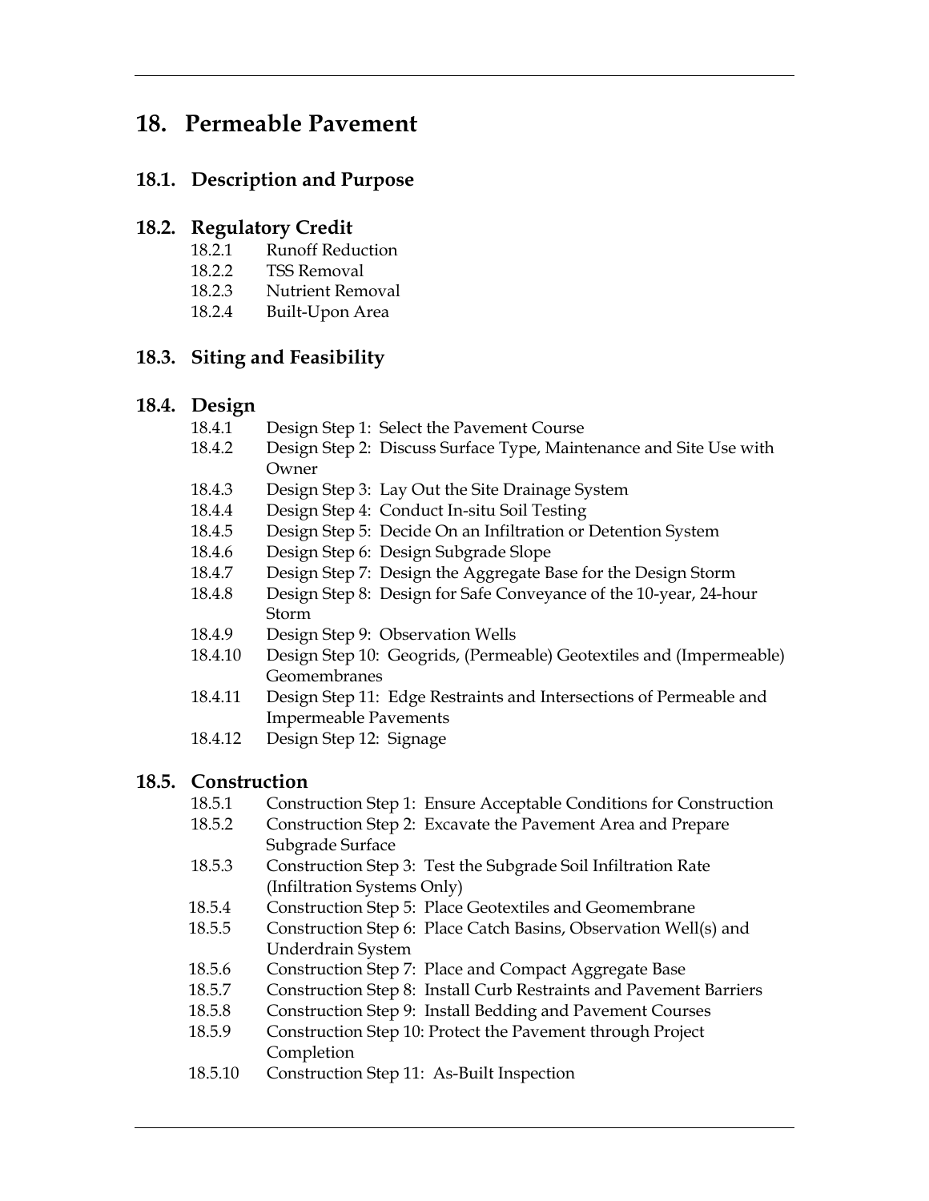# 18. Permeable Pavement

## 18.1. Description and Purpose

## 18.2. Regulatory Credit

- 18.2.1 Runoff Reduction
- 18.2.2 TSS Removal
- 18.2.3 Nutrient Removal
- 18.2.4 Built-Upon Area

## 18.3. Siting and Feasibility

## 18.4. Design

- 18.4.1 Design Step 1: Select the Pavement Course
- 18.4.2 Design Step 2: Discuss Surface Type, Maintenance and Site Use with Owner
- 18.4.3 Design Step 3: Lay Out the Site Drainage System
- 18.4.4 Design Step 4: Conduct In-situ Soil Testing
- 18.4.5 Design Step 5: Decide On an Infiltration or Detention System
- 18.4.6 Design Step 6: Design Subgrade Slope
- 18.4.7 Design Step 7: Design the Aggregate Base for the Design Storm
- 18.4.8 Design Step 8: Design for Safe Conveyance of the 10-year, 24-hour Storm
- 18.4.9 Design Step 9: Observation Wells
- 18.4.10 Design Step 10: Geogrids, (Permeable) Geotextiles and (Impermeable) Geomembranes
- 18.4.11 Design Step 11: Edge Restraints and Intersections of Permeable and Impermeable Pavements
- 18.4.12 Design Step 12: Signage

## 18.5. Construction

- 18.5.1 Construction Step 1: Ensure Acceptable Conditions for Construction
- 18.5.2 Construction Step 2: Excavate the Pavement Area and Prepare Subgrade Surface
- 18.5.3 Construction Step 3: Test the Subgrade Soil Infiltration Rate (Infiltration Systems Only)
- 18.5.4 Construction Step 5: Place Geotextiles and Geomembrane
- 18.5.5 Construction Step 6: Place Catch Basins, Observation Well(s) and Underdrain System
- 18.5.6 Construction Step 7: Place and Compact Aggregate Base
- 18.5.7 Construction Step 8: Install Curb Restraints and Pavement Barriers
- 18.5.8 Construction Step 9: Install Bedding and Pavement Courses
- 18.5.9 Construction Step 10: Protect the Pavement through Project Completion
- 18.5.10 Construction Step 11: As-Built Inspection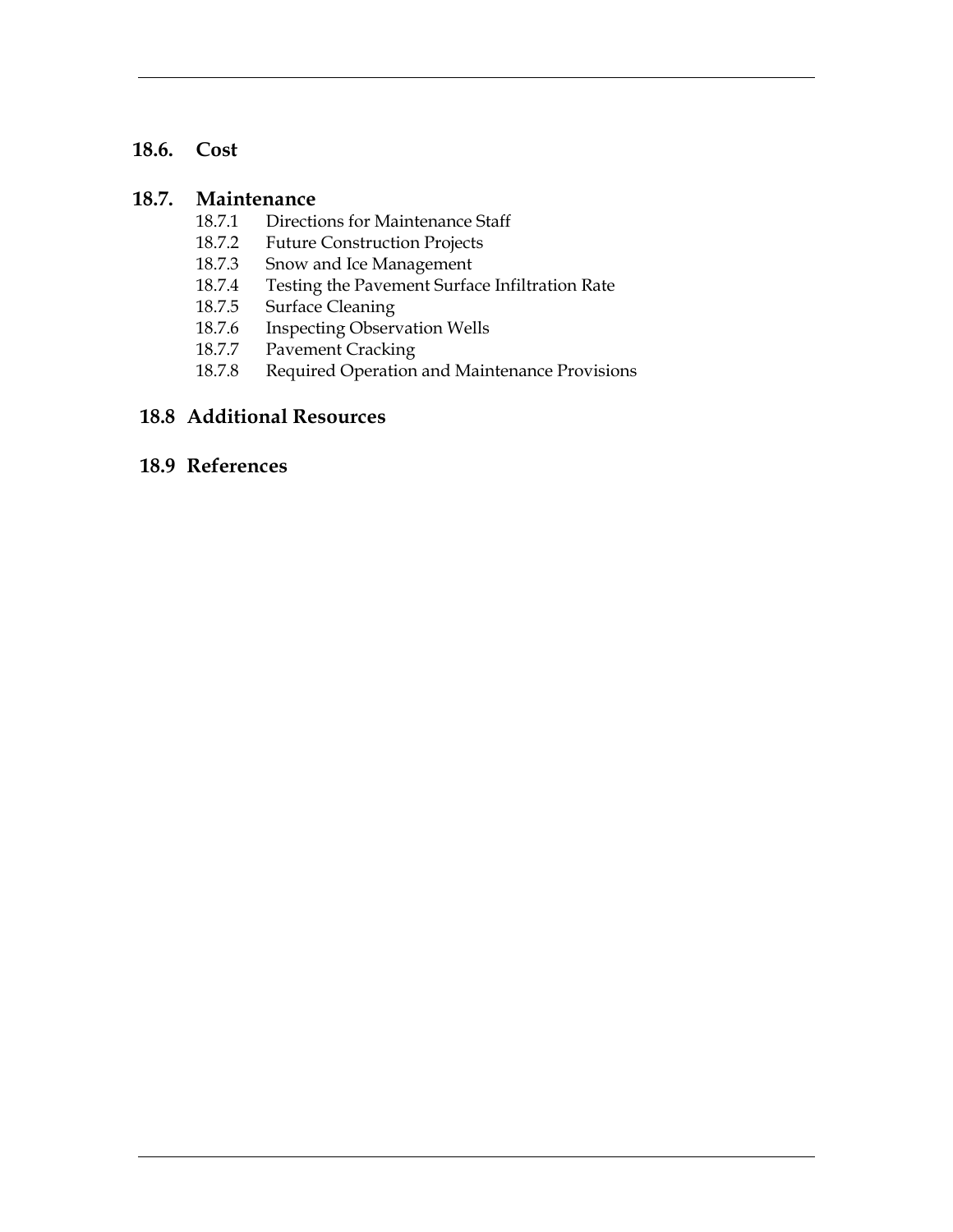## 18.6. Cost

## 18.7. Maintenance

- 18.7.1 Directions for Maintenance Staff
- 18.7.2 Future Construction Projects
- 18.7.3 Snow and Ice Management
- 18.7.4 Testing the Pavement Surface Infiltration Rate
- 18.7.5 Surface Cleaning
- 18.7.6 Inspecting Observation Wells
- 18.7.7 Pavement Cracking
- 18.7.8 Required Operation and Maintenance Provisions

## 18.8 Additional Resources

## 18.9 References